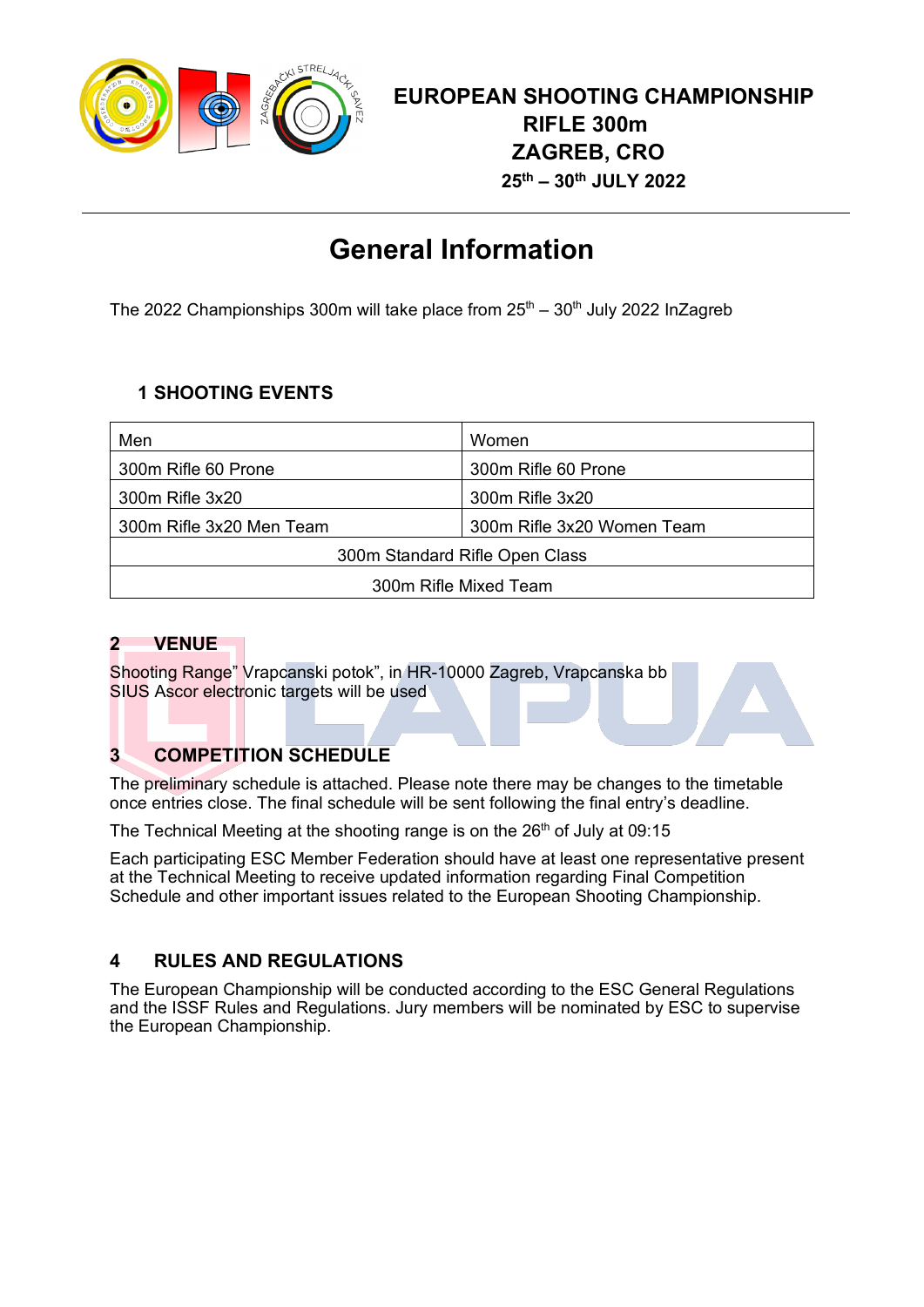# EUROPEAN SHOOTING CHAMPIONSHIP
# RIFLE 300m
# ZAGREB, CRO
## 25th – 30th JULY 2022

---

# General Information

The 2022 Championships 300m will take place from 25th – 30th July 2022 InZagreb

## 1 SHOOTING EVENTS

| Men | Women |
|---|---|
| 300m Rifle 60 Prone | 300m Rifle 60 Prone |
| 300m Rifle 3x20 | 300m Rifle 3x20 |
| 300m Rifle 3x20 Men Team | 300m Rifle 3x20 Women Team |
| 300m Standard Rifle Open Class | |
| 300m Rifle Mixed Team | |

## 2 VENUE

Shooting Range" Vrapcanski potok", in HR-10000 Zagreb, Vrapcanska bb
SIUS Ascor electronic targets will be used

## 3 COMPETITION SCHEDULE

The preliminary schedule is attached. Please note there may be changes to the timetable once entries close. The final schedule will be sent following the final entry's deadline.

The Technical Meeting at the shooting range is on the 26th of July at 09:15

Each participating ESC Member Federation should have at least one representative present at the Technical Meeting to receive updated information regarding Final Competition Schedule and other important issues related to the European Shooting Championship.

## 4 RULES AND REGULATIONS

The European Championship will be conducted according to the ESC General Regulations and the ISSF Rules and Regulations. Jury members will be nominated by ESC to supervise the European Championship.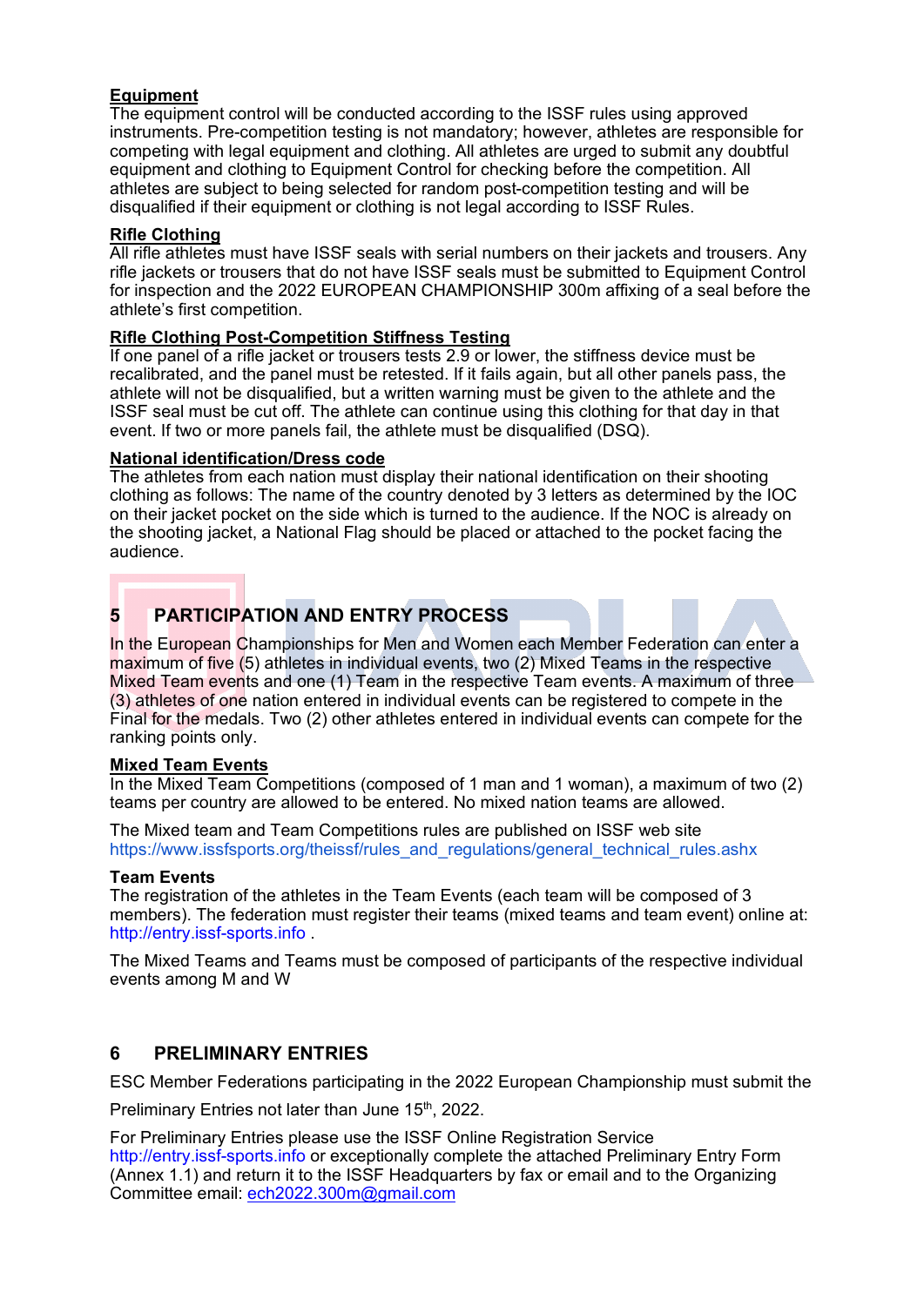**Equipment**
The equipment control will be conducted according to the ISSF rules using approved instruments. Pre-competition testing is not mandatory; however, athletes are responsible for competing with legal equipment and clothing. All athletes are urged to submit any doubtful equipment and clothing to Equipment Control for checking before the competition. All athletes are subject to being selected for random post-competition testing and will be disqualified if their equipment or clothing is not legal according to ISSF Rules.

**Rifle Clothing**
All rifle athletes must have ISSF seals with serial numbers on their jackets and trousers. Any rifle jackets or trousers that do not have ISSF seals must be submitted to Equipment Control for inspection and the 2022 EUROPEAN CHAMPIONSHIP 300m affixing of a seal before the athlete's first competition.

**Rifle Clothing Post-Competition Stiffness Testing**
If one panel of a rifle jacket or trousers tests 2.9 or lower, the stiffness device must be recalibrated, and the panel must be retested. If it fails again, but all other panels pass, the athlete will not be disqualified, but a written warning must be given to the athlete and the ISSF seal must be cut off. The athlete can continue using this clothing for that day in that event. If two or more panels fail, the athlete must be disqualified (DSQ).

**National identification/Dress code**
The athletes from each nation must display their national identification on their shooting clothing as follows: The name of the country denoted by 3 letters as determined by the IOC on their jacket pocket on the side which is turned to the audience. If the NOC is already on the shooting jacket, a National Flag should be placed or attached to the pocket facing the audience.

## 5 PARTICIPATION AND ENTRY PROCESS

In the European Championships for Men and Women each Member Federation can enter a maximum of five (5) athletes in individual events, two (2) Mixed Teams in the respective Mixed Team events and one (1) Team in the respective Team events. A maximum of three (3) athletes of one nation entered in individual events can be registered to compete in the Final for the medals. Two (2) other athletes entered in individual events can compete for the ranking points only.

**Mixed Team Events**
In the Mixed Team Competitions (composed of 1 man and 1 woman), a maximum of two (2) teams per country are allowed to be entered. No mixed nation teams are allowed.

The Mixed team and Team Competitions rules are published on ISSF web site https://www.issfsports.org/theissf/rules_and_regulations/general_technical_rules.ashx

**Team Events**
The registration of the athletes in the Team Events (each team will be composed of 3 members). The federation must register their teams (mixed teams and team event) online at: http://entry.issf-sports.info .

The Mixed Teams and Teams must be composed of participants of the respective individual events among M and W

## 6 PRELIMINARY ENTRIES

ESC Member Federations participating in the 2022 European Championship must submit the Preliminary Entries not later than June 15th, 2022.

For Preliminary Entries please use the ISSF Online Registration Service http://entry.issf-sports.info or exceptionally complete the attached Preliminary Entry Form (Annex 1.1) and return it to the ISSF Headquarters by fax or email and to the Organizing Committee email: ech2022.300m@gmail.com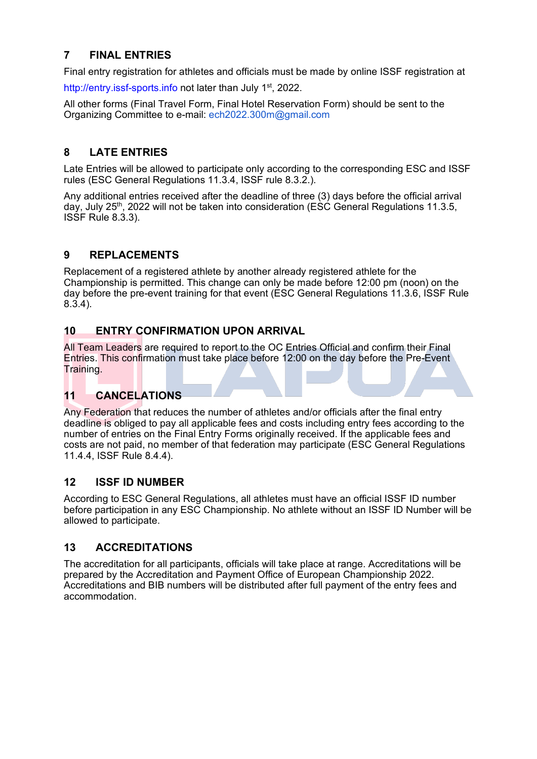## 7 FINAL ENTRIES

Final entry registration for athletes and officials must be made by online ISSF registration at http://entry.issf-sports.info not later than July 1st, 2022.

All other forms (Final Travel Form, Final Hotel Reservation Form) should be sent to the Organizing Committee to e-mail: ech2022.300m@gmail.com

## 8 LATE ENTRIES

Late Entries will be allowed to participate only according to the corresponding ESC and ISSF rules (ESC General Regulations 11.3.4, ISSF rule 8.3.2.).

Any additional entries received after the deadline of three (3) days before the official arrival day, July 25th, 2022 will not be taken into consideration (ESC General Regulations 11.3.5, ISSF Rule 8.3.3).

## 9 REPLACEMENTS

Replacement of a registered athlete by another already registered athlete for the Championship is permitted. This change can only be made before 12:00 pm (noon) on the day before the pre-event training for that event (ESC General Regulations 11.3.6, ISSF Rule 8.3.4).

## 10 ENTRY CONFIRMATION UPON ARRIVAL

All Team Leaders are required to report to the OC Entries Official and confirm their Final Entries. This confirmation must take place before 12:00 on the day before the Pre-Event Training.

## 11 CANCELATIONS

Any Federation that reduces the number of athletes and/or officials after the final entry deadline is obliged to pay all applicable fees and costs including entry fees according to the number of entries on the Final Entry Forms originally received. If the applicable fees and costs are not paid, no member of that federation may participate (ESC General Regulations 11.4.4, ISSF Rule 8.4.4).

## 12 ISSF ID NUMBER

According to ESC General Regulations, all athletes must have an official ISSF ID number before participation in any ESC Championship. No athlete without an ISSF ID Number will be allowed to participate.

## 13 ACCREDITATIONS

The accreditation for all participants, officials will take place at range. Accreditations will be prepared by the Accreditation and Payment Office of European Championship 2022. Accreditations and BIB numbers will be distributed after full payment of the entry fees and accommodation.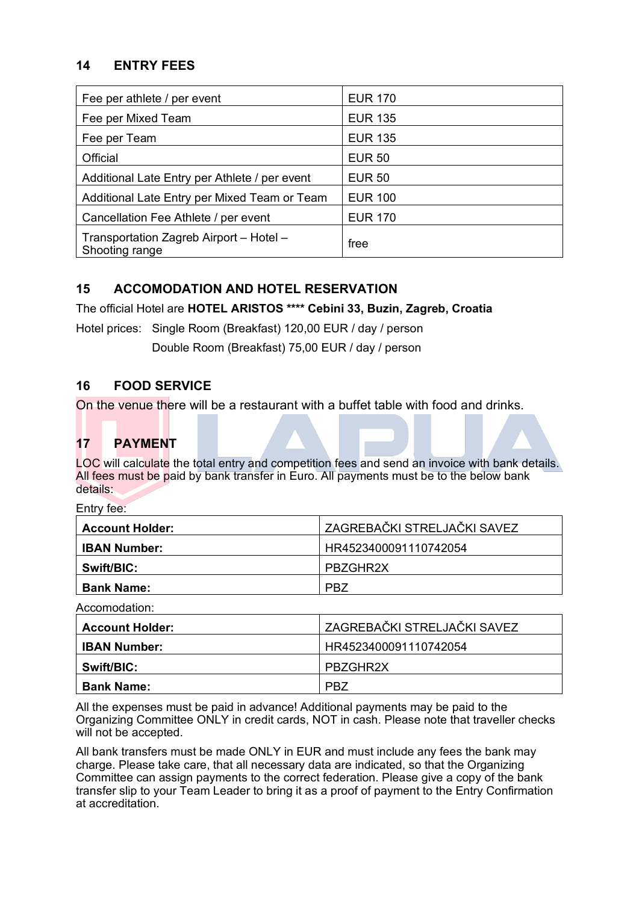## 14 ENTRY FEES

| Fee per athlete / per event | EUR 170 |
|---|---|
| Fee per Mixed Team | EUR 135 |
| Fee per Team | EUR 135 |
| Official | EUR 50 |
| Additional Late Entry per Athlete / per event | EUR 50 |
| Additional Late Entry per Mixed Team or Team | EUR 100 |
| Cancellation Fee Athlete / per event | EUR 170 |
| Transportation Zagreb Airport – Hotel – Shooting range | free |

## 15 ACCOMODATION AND HOTEL RESERVATION

The official Hotel are **HOTEL ARISTOS **** Cebini 33, Buzin, Zagreb, Croatia**

Hotel prices: Single Room (Breakfast) 120,00 EUR / day / person

Double Room (Breakfast) 75,00 EUR / day / person

## 16 FOOD SERVICE

On the venue there will be a restaurant with a buffet table with food and drinks.

## 17 PAYMENT

LOC will calculate the total entry and competition fees and send an invoice with bank details. All fees must be paid by bank transfer in Euro. All payments must be to the below bank details:

Entry fee:

| **Account Holder:** | ZAGREBAČKI STRELJAČKI SAVEZ |
|---|---|
| **IBAN Number:** | HR4523400091110742054 |
| **Swift/BIC:** | PBZGHR2X |
| **Bank Name:** | PBZ |

Accomodation:

| **Account Holder:** | ZAGREBAČKI STRELJAČKI SAVEZ |
|---|---|
| **IBAN Number:** | HR4523400091110742054 |
| **Swift/BIC:** | PBZGHR2X |
| **Bank Name:** | PBZ |

All the expenses must be paid in advance! Additional payments may be paid to the Organizing Committee ONLY in credit cards, NOT in cash. Please note that traveller checks will not be accepted.

All bank transfers must be made ONLY in EUR and must include any fees the bank may charge. Please take care, that all necessary data are indicated, so that the Organizing Committee can assign payments to the correct federation. Please give a copy of the bank transfer slip to your Team Leader to bring it as a proof of payment to the Entry Confirmation at accreditation.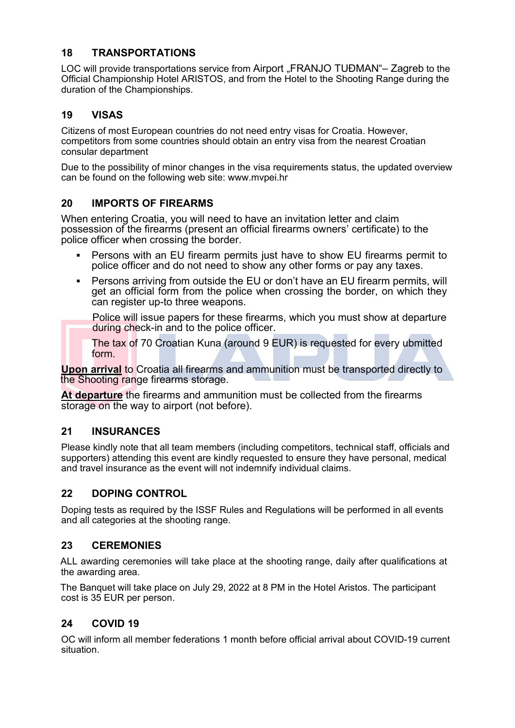## 18 TRANSPORTATIONS

LOC will provide transportations service from Airport „FRANJO TUĐMAN"– Zagreb to the Official Championship Hotel ARISTOS, and from the Hotel to the Shooting Range during the duration of the Championships.

## 19 VISAS

Citizens of most European countries do not need entry visas for Croatia. However, competitors from some countries should obtain an entry visa from the nearest Croatian consular department

Due to the possibility of minor changes in the visa requirements status, the updated overview can be found on the following web site: www.mvpei.hr

## 20 IMPORTS OF FIREARMS

When entering Croatia, you will need to have an invitation letter and claim possession of the firearms (present an official firearms owners' certificate) to the police officer when crossing the border.

- Persons with an EU firearm permits just have to show EU firearms permit to police officer and do not need to show any other forms or pay any taxes.
- Persons arriving from outside the EU or don't have an EU firearm permits, will get an official form from the police when crossing the border, on which they can register up-to three weapons.

  Police will issue papers for these firearms, which you must show at departure during check-in and to the police officer.

  The tax of 70 Croatian Kuna (around 9 EUR) is requested for every ubmitted form.

**Upon arrival** to Croatia all firearms and ammunition must be transported directly to the Shooting range firearms storage.

**At departure** the firearms and ammunition must be collected from the firearms storage on the way to airport (not before).

## 21 INSURANCES

Please kindly note that all team members (including competitors, technical staff, officials and supporters) attending this event are kindly requested to ensure they have personal, medical and travel insurance as the event will not indemnify individual claims.

## 22 DOPING CONTROL

Doping tests as required by the ISSF Rules and Regulations will be performed in all events and all categories at the shooting range.

## 23 CEREMONIES

ALL awarding ceremonies will take place at the shooting range, daily after qualifications at the awarding area.

The Banquet will take place on July 29, 2022 at 8 PM in the Hotel Aristos. The participant cost is 35 EUR per person.

## 24 COVID 19

OC will inform all member federations 1 month before official arrival about COVID-19 current situation.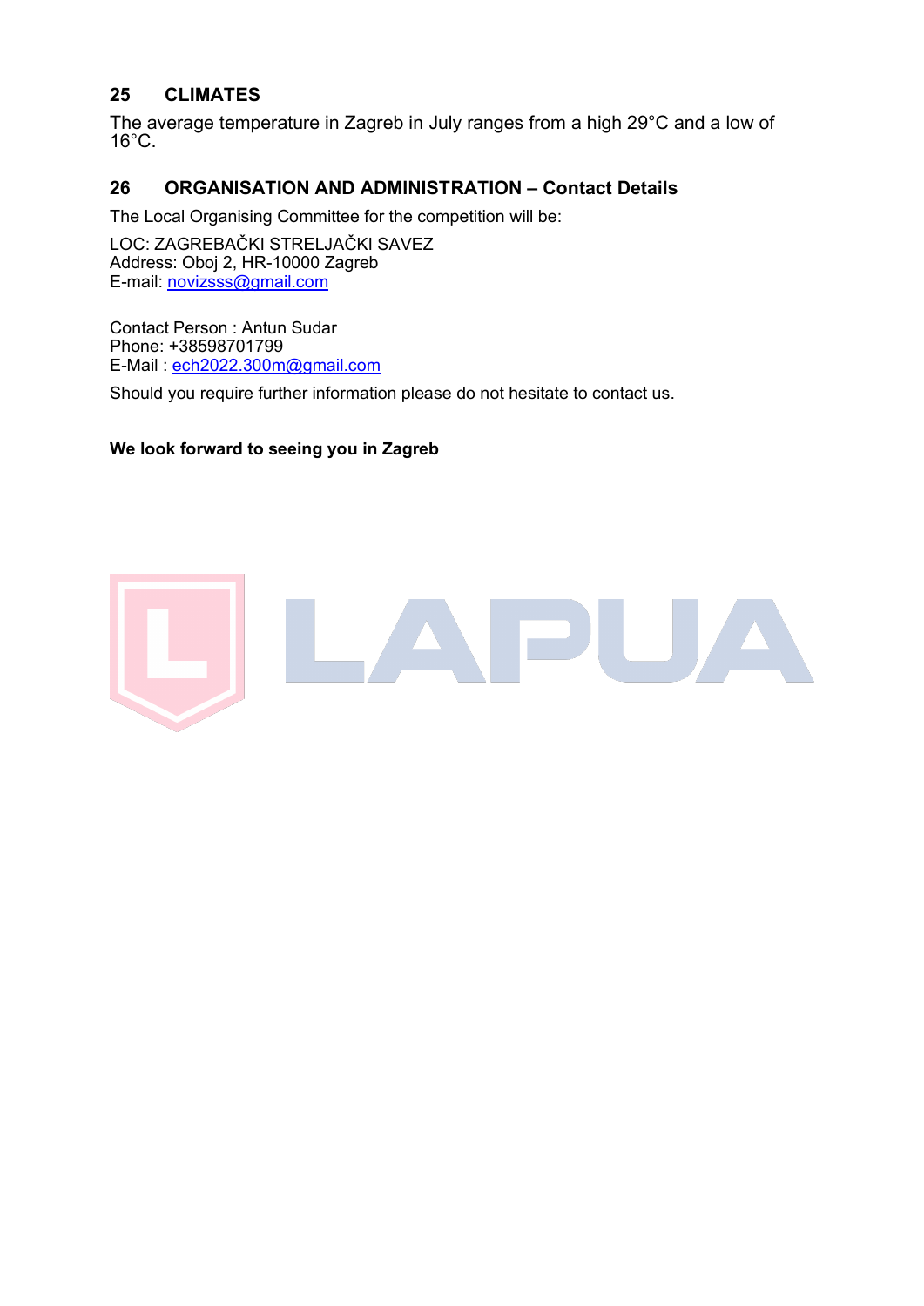## 25 CLIMATES

The average temperature in Zagreb in July ranges from a high 29°C and a low of 16°C.

## 26 ORGANISATION AND ADMINISTRATION – Contact Details

The Local Organising Committee for the competition will be:

LOC: ZAGREBAČKI STRELJAČKI SAVEZ
Address: Oboj 2, HR-10000 Zagreb
E-mail: novizsss@gmail.com

Contact Person : Antun Sudar
Phone: +38598701799
E-Mail : ech2022.300m@gmail.com

Should you require further information please do not hesitate to contact us.

**We look forward to seeing you in Zagreb**